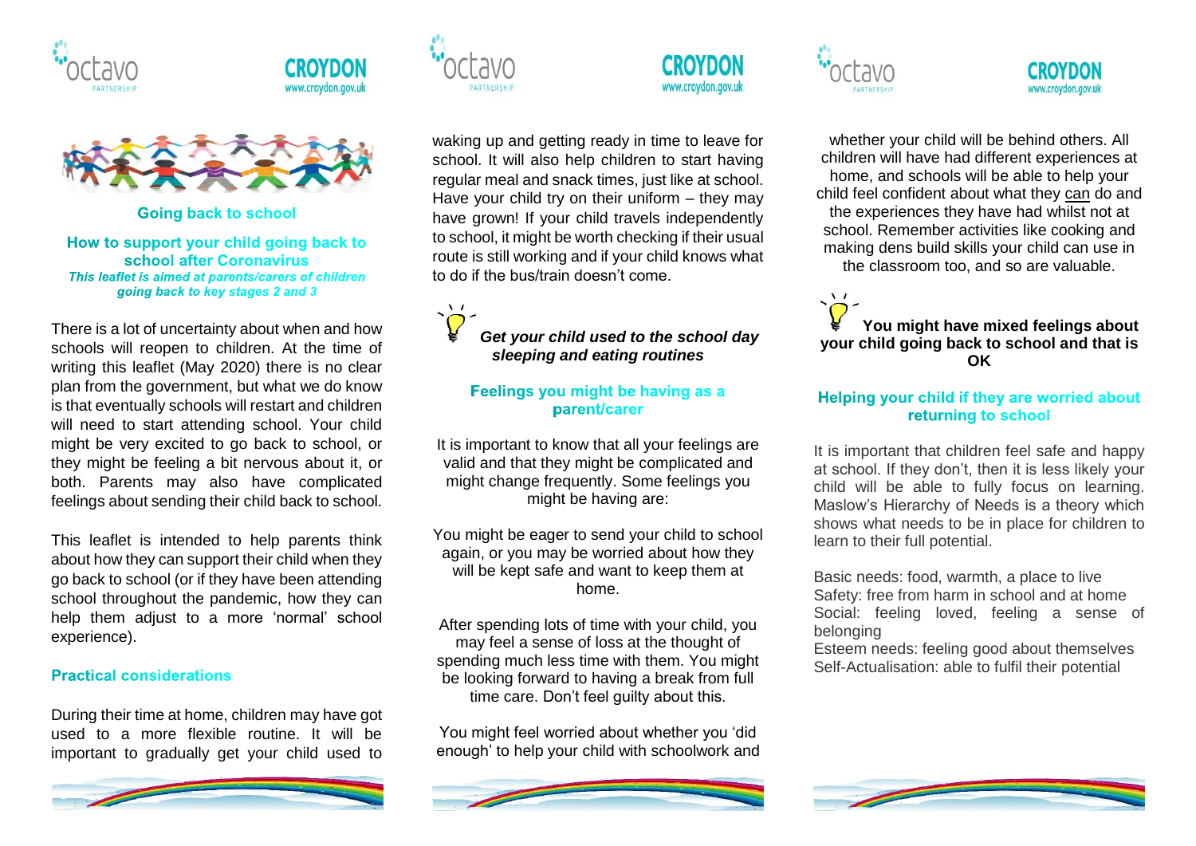## Going back to school

### How to support your child going back to school after Coronavirus

***This leaflet is aimed at parents/carers of children going back to key stages 2 and 3***

There is a lot of uncertainty about when and how schools will reopen to children. At the time of writing this leaflet (May 2020) there is no clear plan from the government, but what we do know is that eventually schools will restart and children will need to start attending school. Your child might be very excited to go back to school, or they might be feeling a bit nervous about it, or both. Parents may also have complicated feelings about sending their child back to school.

This leaflet is intended to help parents think about how they can support their child when they go back to school (or if they have been attending school throughout the pandemic, how they can help them adjust to a more 'normal' school experience).

### Practical considerations

During their time at home, children may have got used to a more flexible routine. It will be important to gradually get your child used to waking up and getting ready in time to leave for school. It will also help children to start having regular meal and snack times, just like at school. Have your child try on their uniform – they may have grown! If your child travels independently to school, it might be worth checking if their usual route is still working and if your child knows what to do if the bus/train doesn't come.

***Get your child used to the school day sleeping and eating routines***

### Feelings you might be having as a parent/carer

It is important to know that all your feelings are valid and that they might be complicated and might change frequently. Some feelings you might be having are:

You might be eager to send your child to school again, or you may be worried about how they will be kept safe and want to keep them at home.

After spending lots of time with your child, you may feel a sense of loss at the thought of spending much less time with them. You might be looking forward to having a break from full time care. Don't feel guilty about this.

You might feel worried about whether you 'did enough' to help your child with schoolwork and whether your child will be behind others. All children will have had different experiences at home, and schools will be able to help your child feel confident about what they can do and the experiences they have had whilst not at school. Remember activities like cooking and making dens build skills your child can use in the classroom too, and so are valuable.

**You might have mixed feelings about your child going back to school and that is OK**

### Helping your child if they are worried about returning to school

It is important that children feel safe and happy at school. If they don't, then it is less likely your child will be able to fully focus on learning. Maslow's Hierarchy of Needs is a theory which shows what needs to be in place for children to learn to their full potential.

Basic needs: food, warmth, a place to live
Safety: free from harm in school and at home
Social: feeling loved, feeling a sense of belonging
Esteem needs: feeling good about themselves
Self-Actualisation: able to fulfil their potential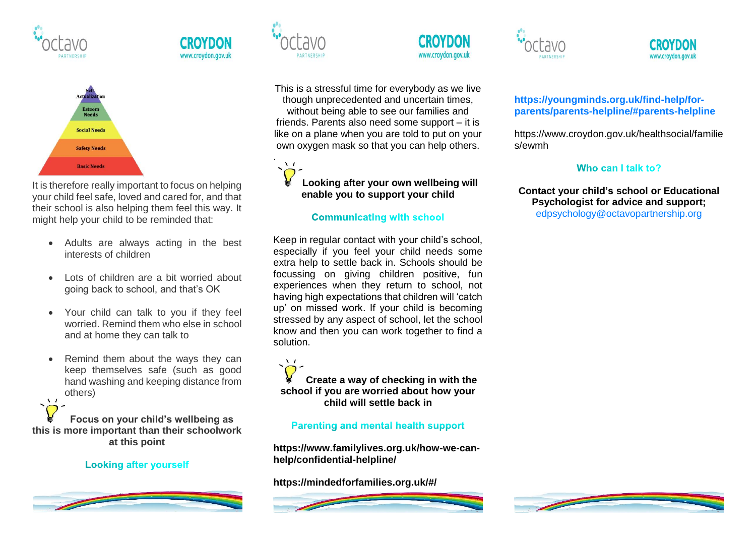Self-Actualization
Esteem Needs
Social Needs
Safety Needs
Basic Needs

It is therefore really important to focus on helping your child feel safe, loved and cared for, and that their school is also helping them feel this way. It might help your child to be reminded that:

- Adults are always acting in the best interests of children
- Lots of children are a bit worried about going back to school, and that's OK
- Your child can talk to you if they feel worried. Remind them who else in school and at home they can talk to
- Remind them about the ways they can keep themselves safe (such as good hand washing and keeping distance from others)

**Focus on your child's wellbeing as this is more important than their schoolwork at this point**

## Looking after yourself

This is a stressful time for everybody as we live though unprecedented and uncertain times, without being able to see our families and friends. Parents also need some support – it is like on a plane when you are told to put on your own oxygen mask so that you can help others.

**Looking after your own wellbeing will enable you to support your child**

## Communicating with school

Keep in regular contact with your child's school, especially if you feel your child needs some extra help to settle back in. Schools should be focussing on giving children positive, fun experiences when they return to school, not having high expectations that children will 'catch up' on missed work. If your child is becoming stressed by any aspect of school, let the school know and then you can work together to find a solution.

**Create a way of checking in with the school if you are worried about how your child will settle back in**

## Parenting and mental health support

**https://www.familylives.org.uk/how-we-can-help/confidential-helpline/**

**https://mindedforfamilies.org.uk/#/**

**https://youngminds.org.uk/find-help/for-parents/parents-helpline/#parents-helpline**

https://www.croydon.gov.uk/healthsocial/families/ewmh

## Who can I talk to?

**Contact your child's school or Educational Psychologist for advice and support;**
edpsychology@octavopartnership.org